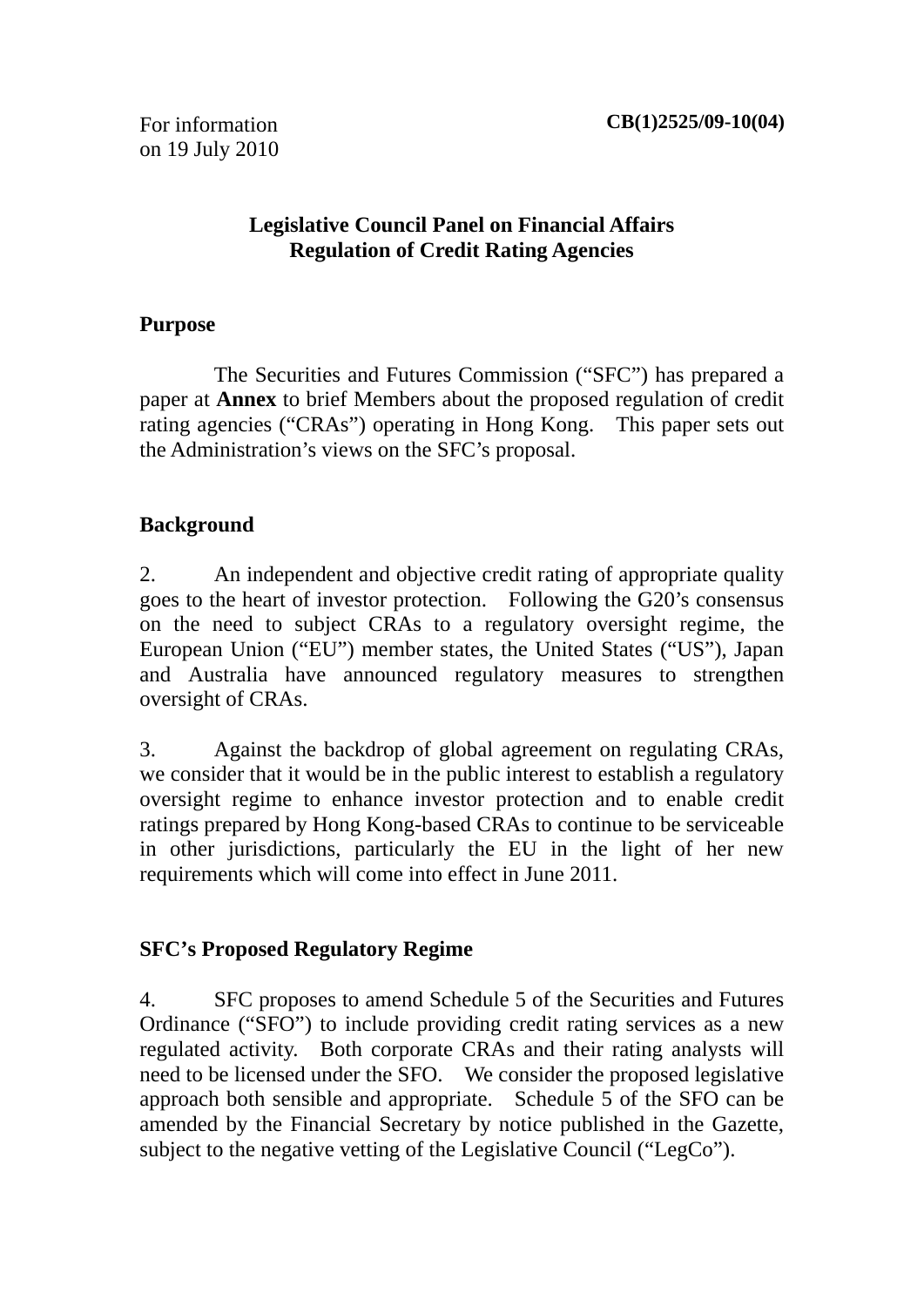For information
on 19 July 2010

**CB(1)2525/09-10(04)**

**Legislative Council Panel on Financial Affairs**
**Regulation of Credit Rating Agencies**

## Purpose

The Securities and Futures Commission ("SFC") has prepared a paper at **Annex** to brief Members about the proposed regulation of credit rating agencies ("CRAs") operating in Hong Kong. This paper sets out the Administration's views on the SFC's proposal.

## Background

2. An independent and objective credit rating of appropriate quality goes to the heart of investor protection. Following the G20's consensus on the need to subject CRAs to a regulatory oversight regime, the European Union ("EU") member states, the United States ("US"), Japan and Australia have announced regulatory measures to strengthen oversight of CRAs.

3. Against the backdrop of global agreement on regulating CRAs, we consider that it would be in the public interest to establish a regulatory oversight regime to enhance investor protection and to enable credit ratings prepared by Hong Kong-based CRAs to continue to be serviceable in other jurisdictions, particularly the EU in the light of her new requirements which will come into effect in June 2011.

## SFC's Proposed Regulatory Regime

4. SFC proposes to amend Schedule 5 of the Securities and Futures Ordinance ("SFO") to include providing credit rating services as a new regulated activity. Both corporate CRAs and their rating analysts will need to be licensed under the SFO. We consider the proposed legislative approach both sensible and appropriate. Schedule 5 of the SFO can be amended by the Financial Secretary by notice published in the Gazette, subject to the negative vetting of the Legislative Council ("LegCo").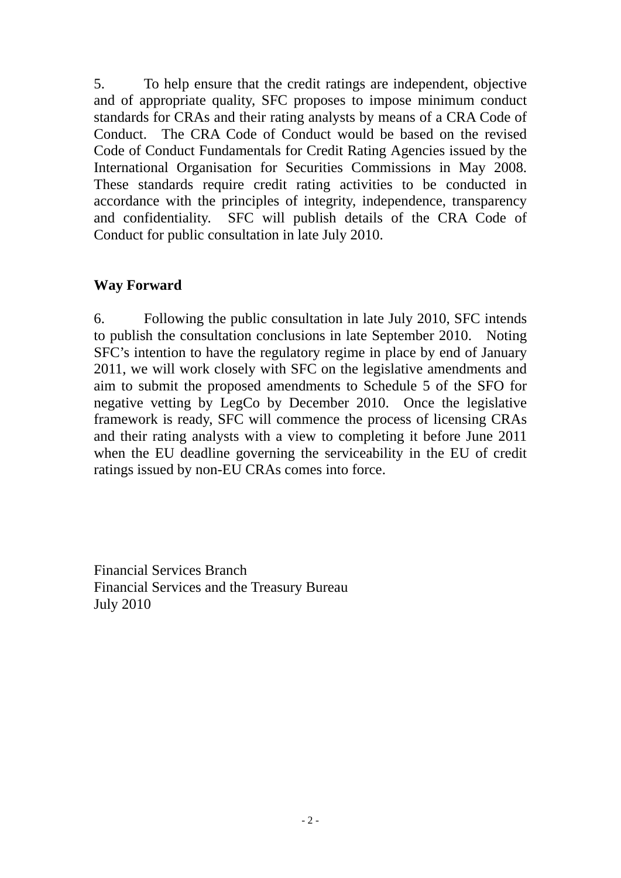5. To help ensure that the credit ratings are independent, objective and of appropriate quality, SFC proposes to impose minimum conduct standards for CRAs and their rating analysts by means of a CRA Code of Conduct. The CRA Code of Conduct would be based on the revised Code of Conduct Fundamentals for Credit Rating Agencies issued by the International Organisation for Securities Commissions in May 2008. These standards require credit rating activities to be conducted in accordance with the principles of integrity, independence, transparency and confidentiality. SFC will publish details of the CRA Code of Conduct for public consultation in late July 2010.

**Way Forward**

6. Following the public consultation in late July 2010, SFC intends to publish the consultation conclusions in late September 2010. Noting SFC's intention to have the regulatory regime in place by end of January 2011, we will work closely with SFC on the legislative amendments and aim to submit the proposed amendments to Schedule 5 of the SFO for negative vetting by LegCo by December 2010. Once the legislative framework is ready, SFC will commence the process of licensing CRAs and their rating analysts with a view to completing it before June 2011 when the EU deadline governing the serviceability in the EU of credit ratings issued by non-EU CRAs comes into force.

Financial Services Branch
Financial Services and the Treasury Bureau
July 2010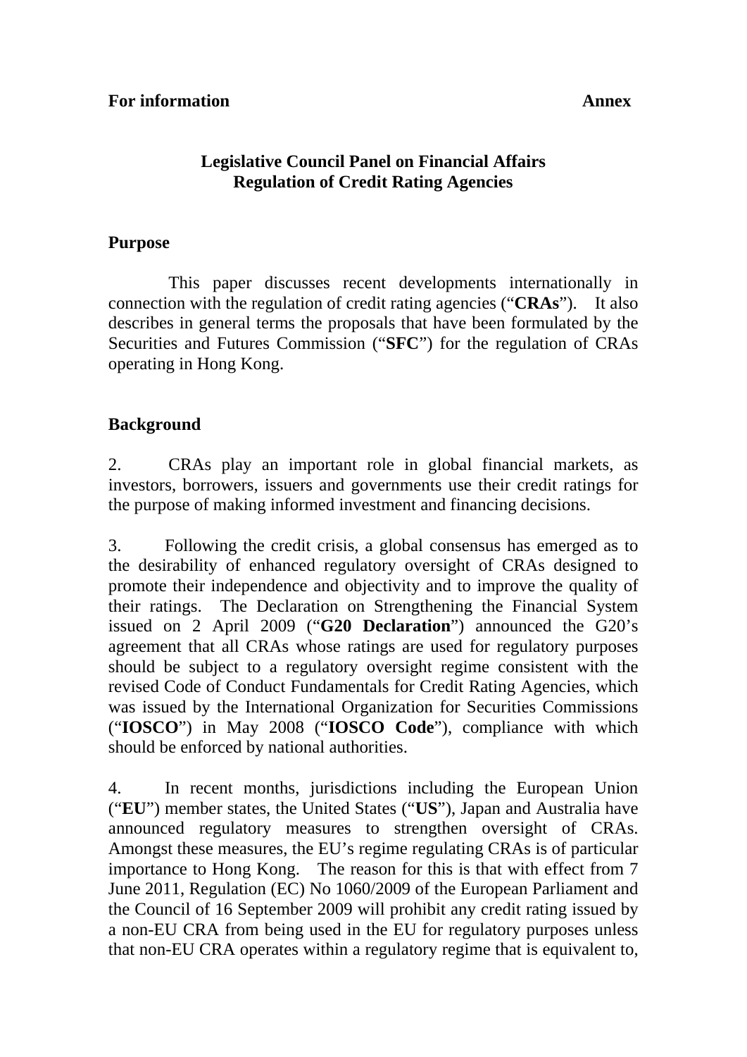**For information** **Annex**

**Legislative Council Panel on Financial Affairs**
**Regulation of Credit Rating Agencies**

## Purpose

This paper discusses recent developments internationally in connection with the regulation of credit rating agencies ("**CRAs**"). It also describes in general terms the proposals that have been formulated by the Securities and Futures Commission ("**SFC**") for the regulation of CRAs operating in Hong Kong.

## Background

2. CRAs play an important role in global financial markets, as investors, borrowers, issuers and governments use their credit ratings for the purpose of making informed investment and financing decisions.

3. Following the credit crisis, a global consensus has emerged as to the desirability of enhanced regulatory oversight of CRAs designed to promote their independence and objectivity and to improve the quality of their ratings. The Declaration on Strengthening the Financial System issued on 2 April 2009 ("**G20 Declaration**") announced the G20's agreement that all CRAs whose ratings are used for regulatory purposes should be subject to a regulatory oversight regime consistent with the revised Code of Conduct Fundamentals for Credit Rating Agencies, which was issued by the International Organization for Securities Commissions ("**IOSCO**") in May 2008 ("**IOSCO Code**"), compliance with which should be enforced by national authorities.

4. In recent months, jurisdictions including the European Union ("**EU**") member states, the United States ("**US**"), Japan and Australia have announced regulatory measures to strengthen oversight of CRAs. Amongst these measures, the EU's regime regulating CRAs is of particular importance to Hong Kong. The reason for this is that with effect from 7 June 2011, Regulation (EC) No 1060/2009 of the European Parliament and the Council of 16 September 2009 will prohibit any credit rating issued by a non-EU CRA from being used in the EU for regulatory purposes unless that non-EU CRA operates within a regulatory regime that is equivalent to,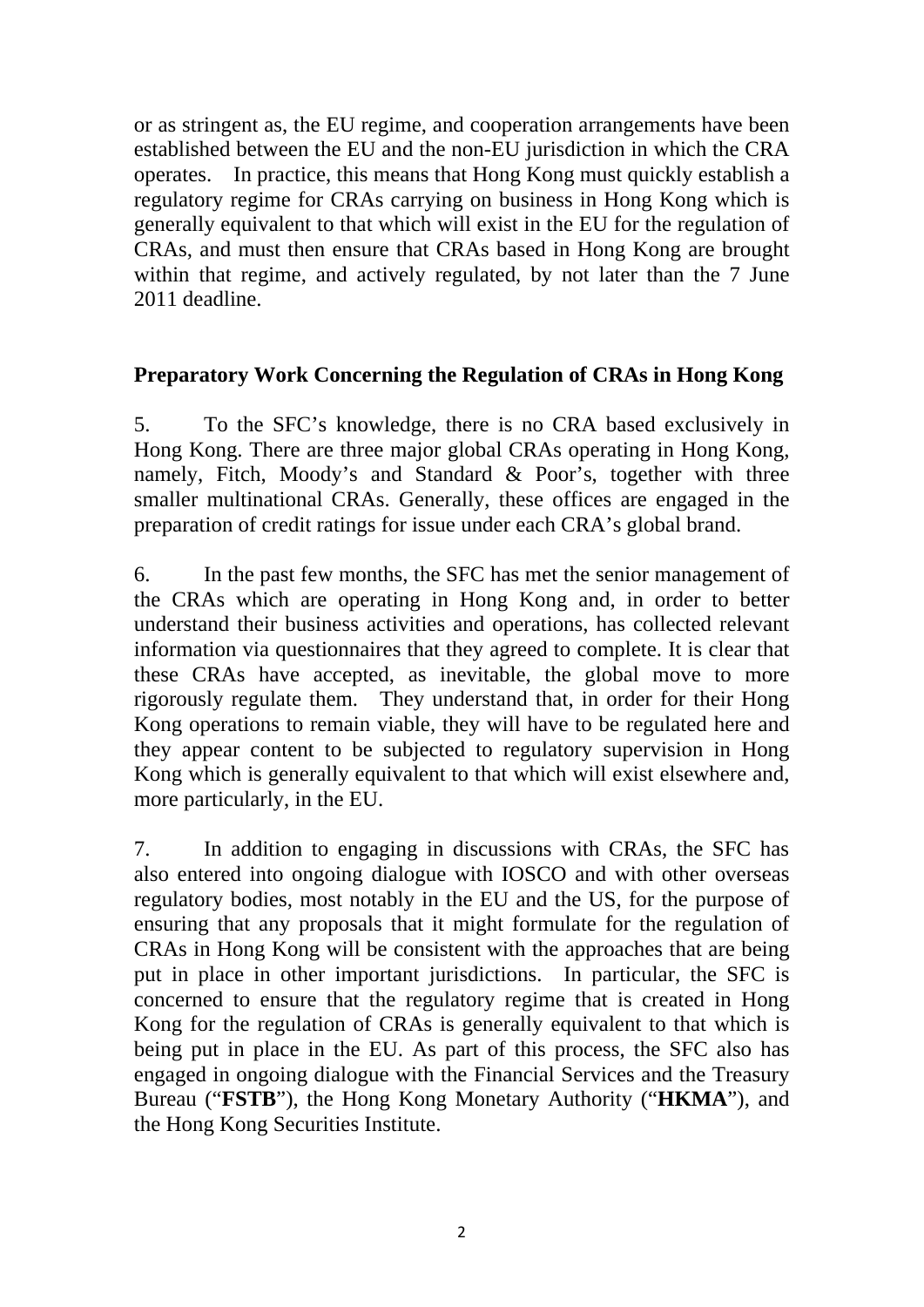or as stringent as, the EU regime, and cooperation arrangements have been established between the EU and the non-EU jurisdiction in which the CRA operates. In practice, this means that Hong Kong must quickly establish a regulatory regime for CRAs carrying on business in Hong Kong which is generally equivalent to that which will exist in the EU for the regulation of CRAs, and must then ensure that CRAs based in Hong Kong are brought within that regime, and actively regulated, by not later than the 7 June 2011 deadline.

**Preparatory Work Concerning the Regulation of CRAs in Hong Kong**

5. To the SFC's knowledge, there is no CRA based exclusively in Hong Kong. There are three major global CRAs operating in Hong Kong, namely, Fitch, Moody's and Standard & Poor's, together with three smaller multinational CRAs. Generally, these offices are engaged in the preparation of credit ratings for issue under each CRA's global brand.

6. In the past few months, the SFC has met the senior management of the CRAs which are operating in Hong Kong and, in order to better understand their business activities and operations, has collected relevant information via questionnaires that they agreed to complete. It is clear that these CRAs have accepted, as inevitable, the global move to more rigorously regulate them. They understand that, in order for their Hong Kong operations to remain viable, they will have to be regulated here and they appear content to be subjected to regulatory supervision in Hong Kong which is generally equivalent to that which will exist elsewhere and, more particularly, in the EU.

7. In addition to engaging in discussions with CRAs, the SFC has also entered into ongoing dialogue with IOSCO and with other overseas regulatory bodies, most notably in the EU and the US, for the purpose of ensuring that any proposals that it might formulate for the regulation of CRAs in Hong Kong will be consistent with the approaches that are being put in place in other important jurisdictions. In particular, the SFC is concerned to ensure that the regulatory regime that is created in Hong Kong for the regulation of CRAs is generally equivalent to that which is being put in place in the EU. As part of this process, the SFC also has engaged in ongoing dialogue with the Financial Services and the Treasury Bureau ("**FSTB**"), the Hong Kong Monetary Authority ("**HKMA**"), and the Hong Kong Securities Institute.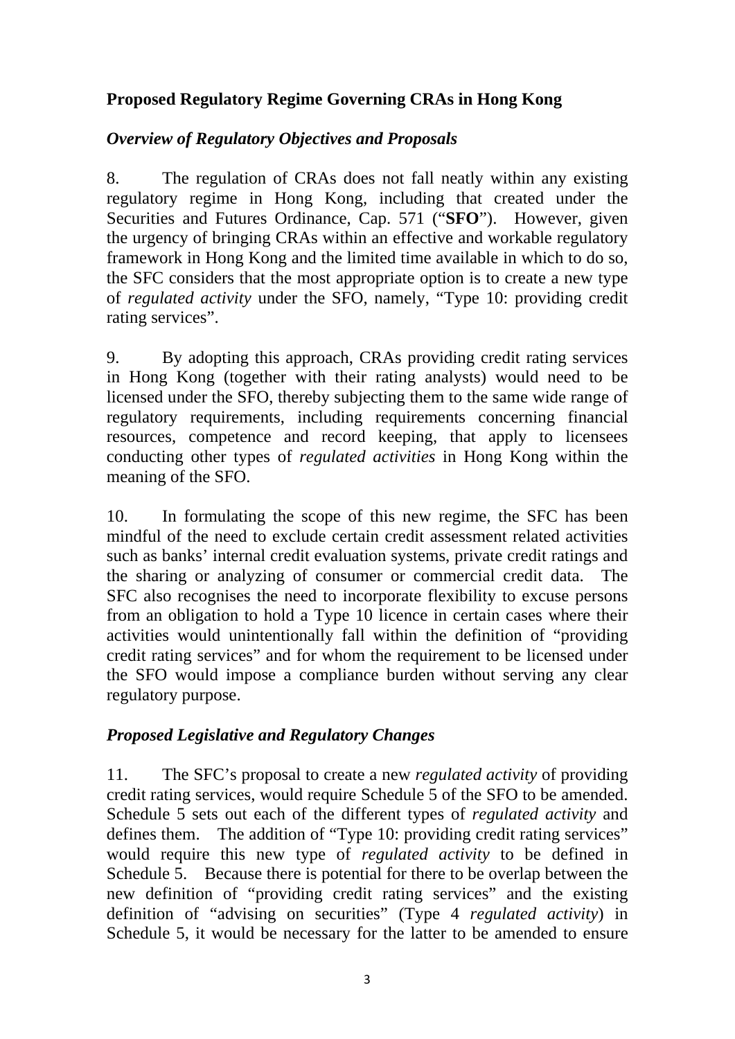## **Proposed Regulatory Regime Governing CRAs in Hong Kong**

### ***Overview of Regulatory Objectives and Proposals***

8. The regulation of CRAs does not fall neatly within any existing regulatory regime in Hong Kong, including that created under the Securities and Futures Ordinance, Cap. 571 ("**SFO**"). However, given the urgency of bringing CRAs within an effective and workable regulatory framework in Hong Kong and the limited time available in which to do so, the SFC considers that the most appropriate option is to create a new type of *regulated activity* under the SFO, namely, "Type 10: providing credit rating services".

9. By adopting this approach, CRAs providing credit rating services in Hong Kong (together with their rating analysts) would need to be licensed under the SFO, thereby subjecting them to the same wide range of regulatory requirements, including requirements concerning financial resources, competence and record keeping, that apply to licensees conducting other types of *regulated activities* in Hong Kong within the meaning of the SFO.

10. In formulating the scope of this new regime, the SFC has been mindful of the need to exclude certain credit assessment related activities such as banks' internal credit evaluation systems, private credit ratings and the sharing or analyzing of consumer or commercial credit data. The SFC also recognises the need to incorporate flexibility to excuse persons from an obligation to hold a Type 10 licence in certain cases where their activities would unintentionally fall within the definition of "providing credit rating services" and for whom the requirement to be licensed under the SFO would impose a compliance burden without serving any clear regulatory purpose.

### ***Proposed Legislative and Regulatory Changes***

11. The SFC's proposal to create a new *regulated activity* of providing credit rating services, would require Schedule 5 of the SFO to be amended. Schedule 5 sets out each of the different types of *regulated activity* and defines them. The addition of "Type 10: providing credit rating services" would require this new type of *regulated activity* to be defined in Schedule 5. Because there is potential for there to be overlap between the new definition of "providing credit rating services" and the existing definition of "advising on securities" (Type 4 *regulated activity*) in Schedule 5, it would be necessary for the latter to be amended to ensure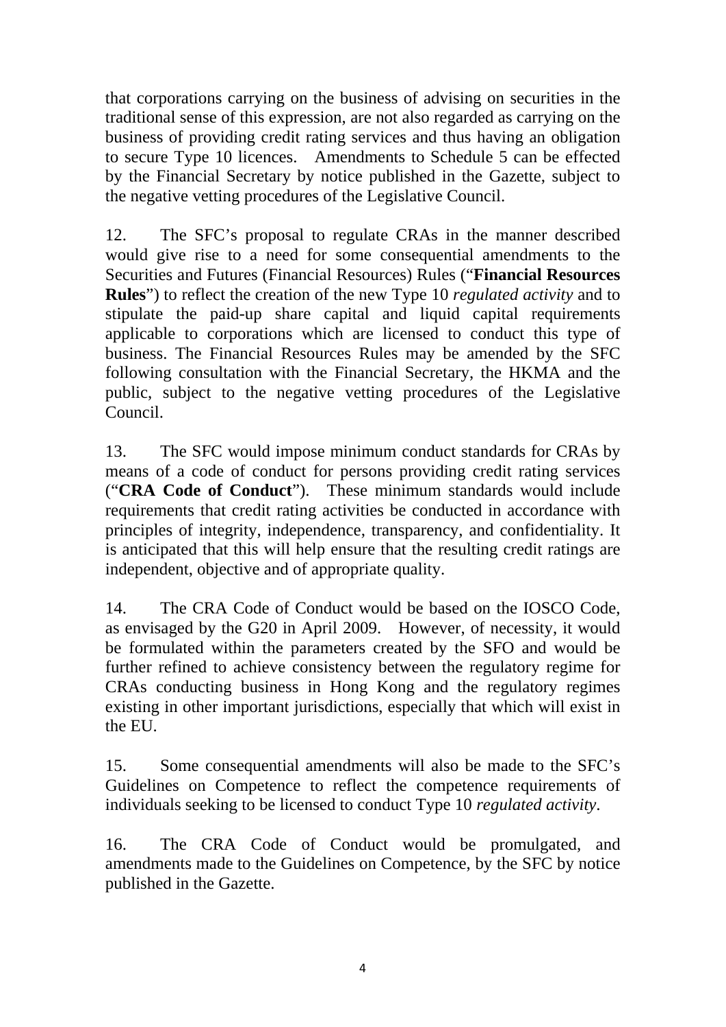that corporations carrying on the business of advising on securities in the traditional sense of this expression, are not also regarded as carrying on the business of providing credit rating services and thus having an obligation to secure Type 10 licences. Amendments to Schedule 5 can be effected by the Financial Secretary by notice published in the Gazette, subject to the negative vetting procedures of the Legislative Council.

12. The SFC's proposal to regulate CRAs in the manner described would give rise to a need for some consequential amendments to the Securities and Futures (Financial Resources) Rules ("**Financial Resources Rules**") to reflect the creation of the new Type 10 *regulated activity* and to stipulate the paid-up share capital and liquid capital requirements applicable to corporations which are licensed to conduct this type of business. The Financial Resources Rules may be amended by the SFC following consultation with the Financial Secretary, the HKMA and the public, subject to the negative vetting procedures of the Legislative Council.

13. The SFC would impose minimum conduct standards for CRAs by means of a code of conduct for persons providing credit rating services ("**CRA Code of Conduct**"). These minimum standards would include requirements that credit rating activities be conducted in accordance with principles of integrity, independence, transparency, and confidentiality. It is anticipated that this will help ensure that the resulting credit ratings are independent, objective and of appropriate quality.

14. The CRA Code of Conduct would be based on the IOSCO Code, as envisaged by the G20 in April 2009. However, of necessity, it would be formulated within the parameters created by the SFO and would be further refined to achieve consistency between the regulatory regime for CRAs conducting business in Hong Kong and the regulatory regimes existing in other important jurisdictions, especially that which will exist in the EU.

15. Some consequential amendments will also be made to the SFC's Guidelines on Competence to reflect the competence requirements of individuals seeking to be licensed to conduct Type 10 *regulated activity*.

16. The CRA Code of Conduct would be promulgated, and amendments made to the Guidelines on Competence, by the SFC by notice published in the Gazette.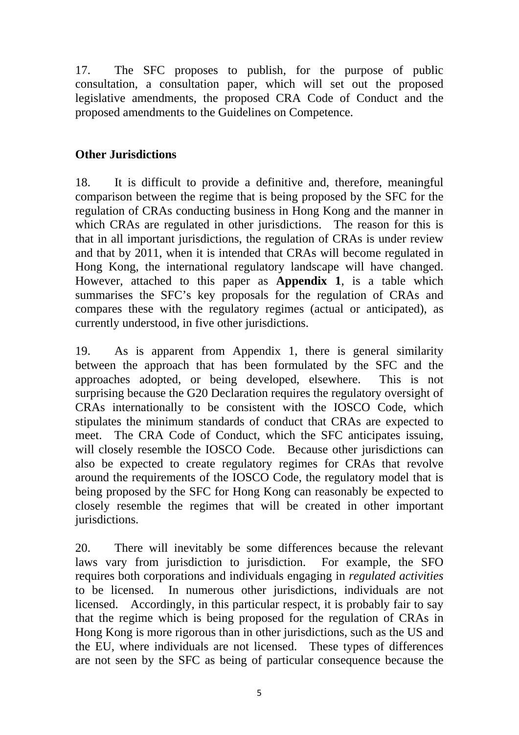17. The SFC proposes to publish, for the purpose of public consultation, a consultation paper, which will set out the proposed legislative amendments, the proposed CRA Code of Conduct and the proposed amendments to the Guidelines on Competence.

**Other Jurisdictions**

18. It is difficult to provide a definitive and, therefore, meaningful comparison between the regime that is being proposed by the SFC for the regulation of CRAs conducting business in Hong Kong and the manner in which CRAs are regulated in other jurisdictions. The reason for this is that in all important jurisdictions, the regulation of CRAs is under review and that by 2011, when it is intended that CRAs will become regulated in Hong Kong, the international regulatory landscape will have changed. However, attached to this paper as **Appendix 1**, is a table which summarises the SFC's key proposals for the regulation of CRAs and compares these with the regulatory regimes (actual or anticipated), as currently understood, in five other jurisdictions.

19. As is apparent from Appendix 1, there is general similarity between the approach that has been formulated by the SFC and the approaches adopted, or being developed, elsewhere. This is not surprising because the G20 Declaration requires the regulatory oversight of CRAs internationally to be consistent with the IOSCO Code, which stipulates the minimum standards of conduct that CRAs are expected to meet. The CRA Code of Conduct, which the SFC anticipates issuing, will closely resemble the IOSCO Code. Because other jurisdictions can also be expected to create regulatory regimes for CRAs that revolve around the requirements of the IOSCO Code, the regulatory model that is being proposed by the SFC for Hong Kong can reasonably be expected to closely resemble the regimes that will be created in other important jurisdictions.

20. There will inevitably be some differences because the relevant laws vary from jurisdiction to jurisdiction. For example, the SFO requires both corporations and individuals engaging in *regulated activities* to be licensed. In numerous other jurisdictions, individuals are not licensed. Accordingly, in this particular respect, it is probably fair to say that the regime which is being proposed for the regulation of CRAs in Hong Kong is more rigorous than in other jurisdictions, such as the US and the EU, where individuals are not licensed. These types of differences are not seen by the SFC as being of particular consequence because the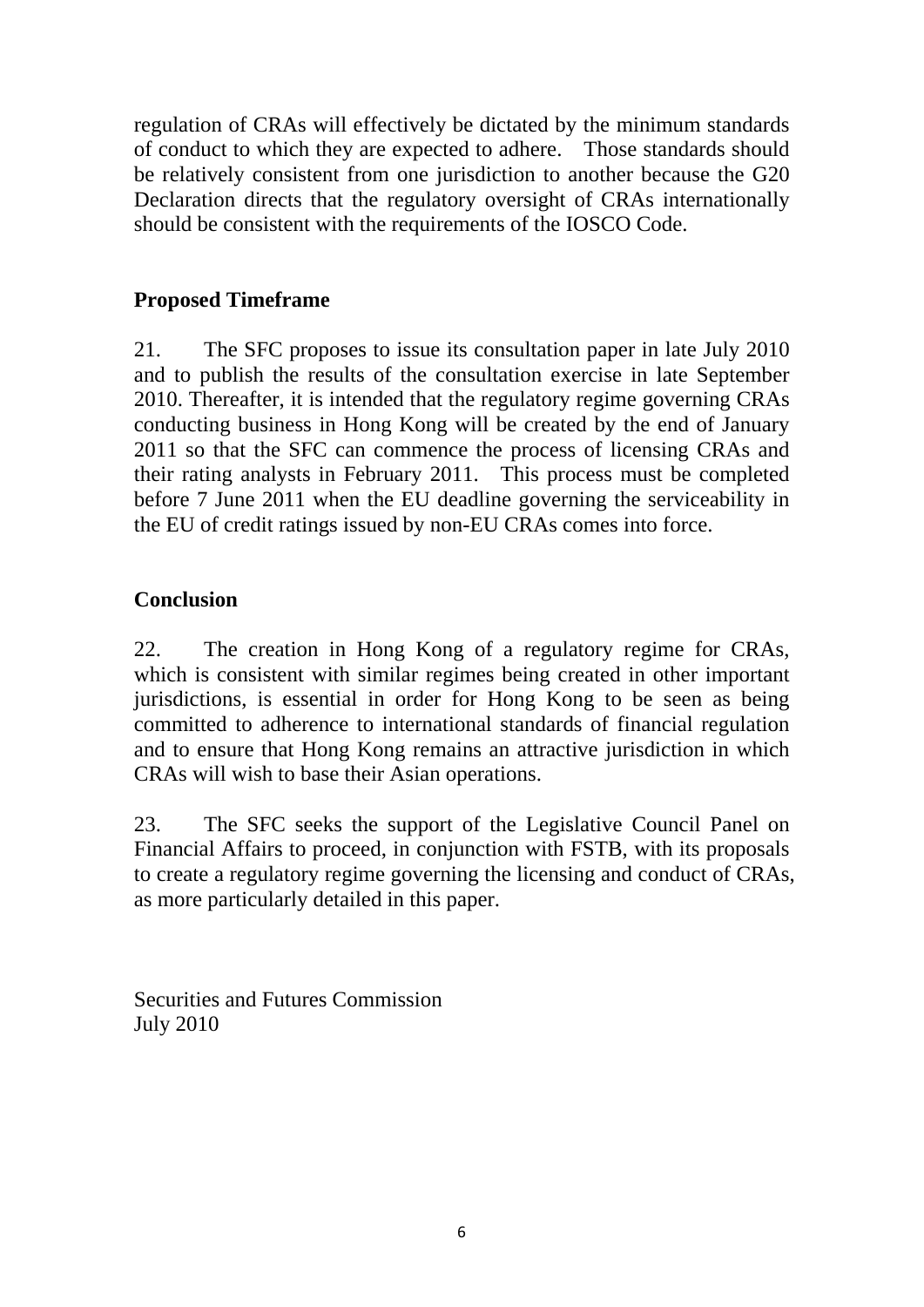regulation of CRAs will effectively be dictated by the minimum standards of conduct to which they are expected to adhere. Those standards should be relatively consistent from one jurisdiction to another because the G20 Declaration directs that the regulatory oversight of CRAs internationally should be consistent with the requirements of the IOSCO Code.

**Proposed Timeframe**

21. The SFC proposes to issue its consultation paper in late July 2010 and to publish the results of the consultation exercise in late September 2010. Thereafter, it is intended that the regulatory regime governing CRAs conducting business in Hong Kong will be created by the end of January 2011 so that the SFC can commence the process of licensing CRAs and their rating analysts in February 2011. This process must be completed before 7 June 2011 when the EU deadline governing the serviceability in the EU of credit ratings issued by non-EU CRAs comes into force.

**Conclusion**

22. The creation in Hong Kong of a regulatory regime for CRAs, which is consistent with similar regimes being created in other important jurisdictions, is essential in order for Hong Kong to be seen as being committed to adherence to international standards of financial regulation and to ensure that Hong Kong remains an attractive jurisdiction in which CRAs will wish to base their Asian operations.

23. The SFC seeks the support of the Legislative Council Panel on Financial Affairs to proceed, in conjunction with FSTB, with its proposals to create a regulatory regime governing the licensing and conduct of CRAs, as more particularly detailed in this paper.

Securities and Futures Commission
July 2010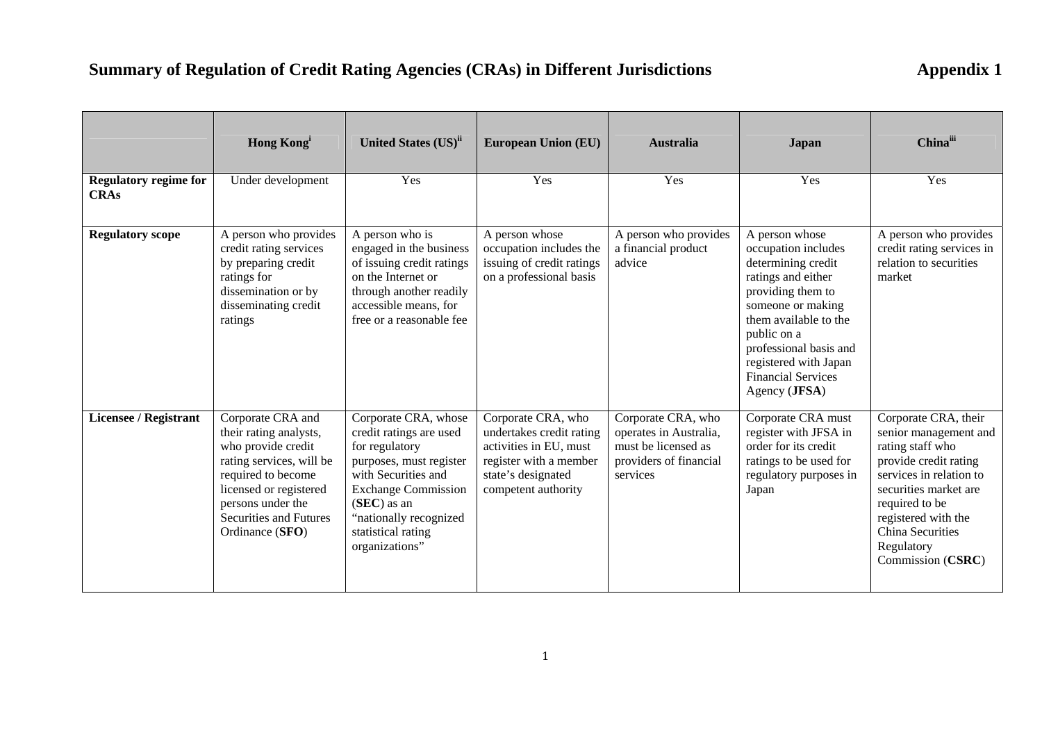# Summary of Regulation of Credit Rating Agencies (CRAs) in Different Jurisdictions

**Appendix 1**

| | Hong Kong[i] | United States (US)[ii] | European Union (EU) | Australia | Japan | China[iii] |
|---|---|---|---|---|---|---|
| **Regulatory regime for CRAs** | Under development | Yes | Yes | Yes | Yes | Yes |
| **Regulatory scope** | A person who provides credit rating services by preparing credit ratings for dissemination or by disseminating credit ratings | A person who is engaged in the business of issuing credit ratings on the Internet or through another readily accessible means, for free or a reasonable fee | A person whose occupation includes the issuing of credit ratings on a professional basis | A person who provides a financial product advice | A person whose occupation includes determining credit ratings and either providing them to someone or making them available to the public on a professional basis and registered with Japan Financial Services Agency (**JFSA**) | A person who provides credit rating services in relation to securities market |
| **Licensee / Registrant** | Corporate CRA and their rating analysts, who provide credit rating services, will be required to become licensed or registered persons under the Securities and Futures Ordinance (**SFO**) | Corporate CRA, whose credit ratings are used for regulatory purposes, must register with Securities and Exchange Commission (**SEC**) as an "nationally recognized statistical rating organizations" | Corporate CRA, who undertakes credit rating activities in EU, must register with a member state's designated competent authority | Corporate CRA, who operates in Australia, must be licensed as providers of financial services | Corporate CRA must register with JFSA in order for its credit ratings to be used for regulatory purposes in Japan | Corporate CRA, their senior management and rating staff who provide credit rating services in relation to securities market are required to be registered with the China Securities Regulatory Commission (**CSRC**) |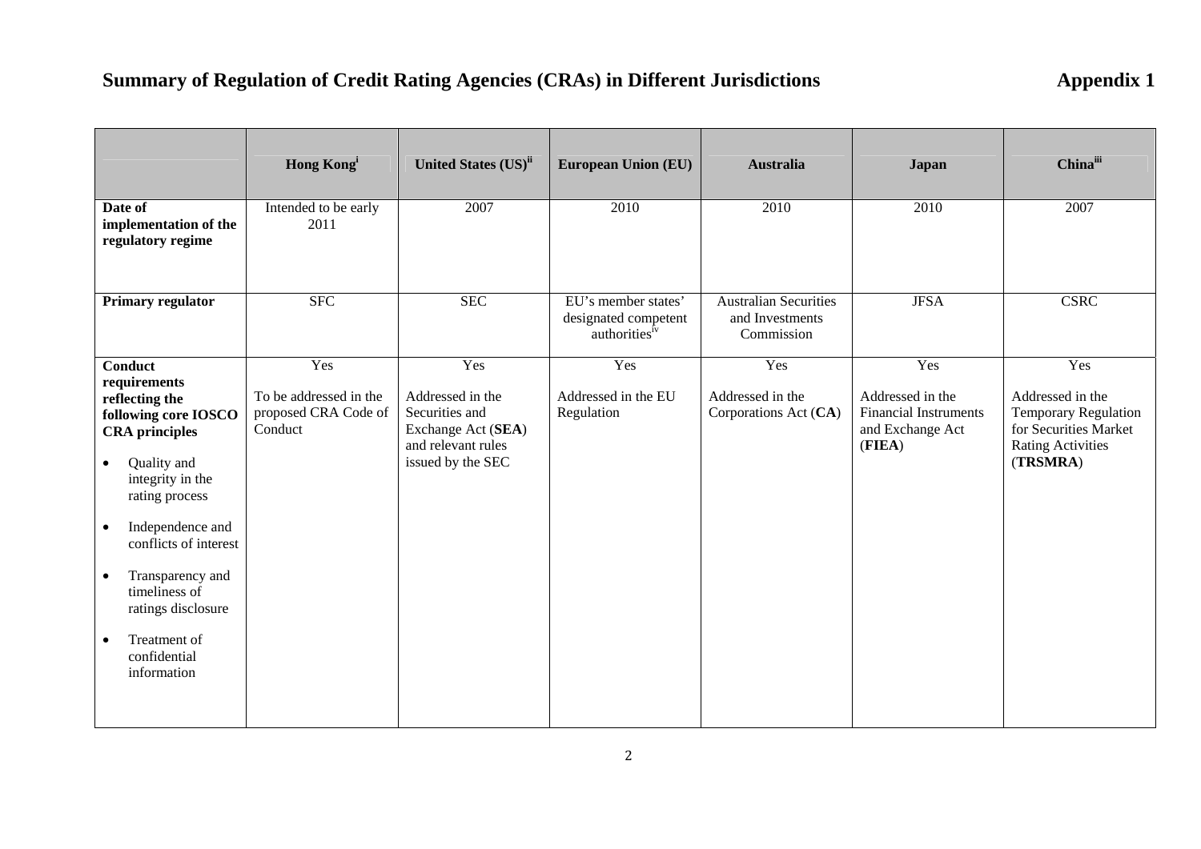# Summary of Regulation of Credit Rating Agencies (CRAs) in Different Jurisdictions

**Appendix 1**

| | **Hong Kong**[i] | **United States (US)**[ii] | **European Union (EU)** | **Australia** | **Japan** | **China**[iii] |
|---|---|---|---|---|---|---|
| **Date of implementation of the regulatory regime** | Intended to be early 2011 | 2007 | 2010 | 2010 | 2010 | 2007 |
| **Primary regulator** | SFC | SEC | EU's member states' designated competent authorities[iv] | Australian Securities and Investments Commission | JFSA | CSRC |
| **Conduct requirements reflecting the following core IOSCO CRA principles**<br>• Quality and integrity in the rating process<br>• Independence and conflicts of interest<br>• Transparency and timeliness of ratings disclosure<br>• Treatment of confidential information | Yes<br><br>To be addressed in the proposed CRA Code of Conduct | Yes<br><br>Addressed in the Securities and Exchange Act (**SEA**) and relevant rules issued by the SEC | Yes<br><br>Addressed in the EU Regulation | Yes<br><br>Addressed in the Corporations Act (**CA**) | Yes<br><br>Addressed in the Financial Instruments and Exchange Act (**FIEA**) | Yes<br><br>Addressed in the Temporary Regulation for Securities Market Rating Activities (**TRSMRA**) |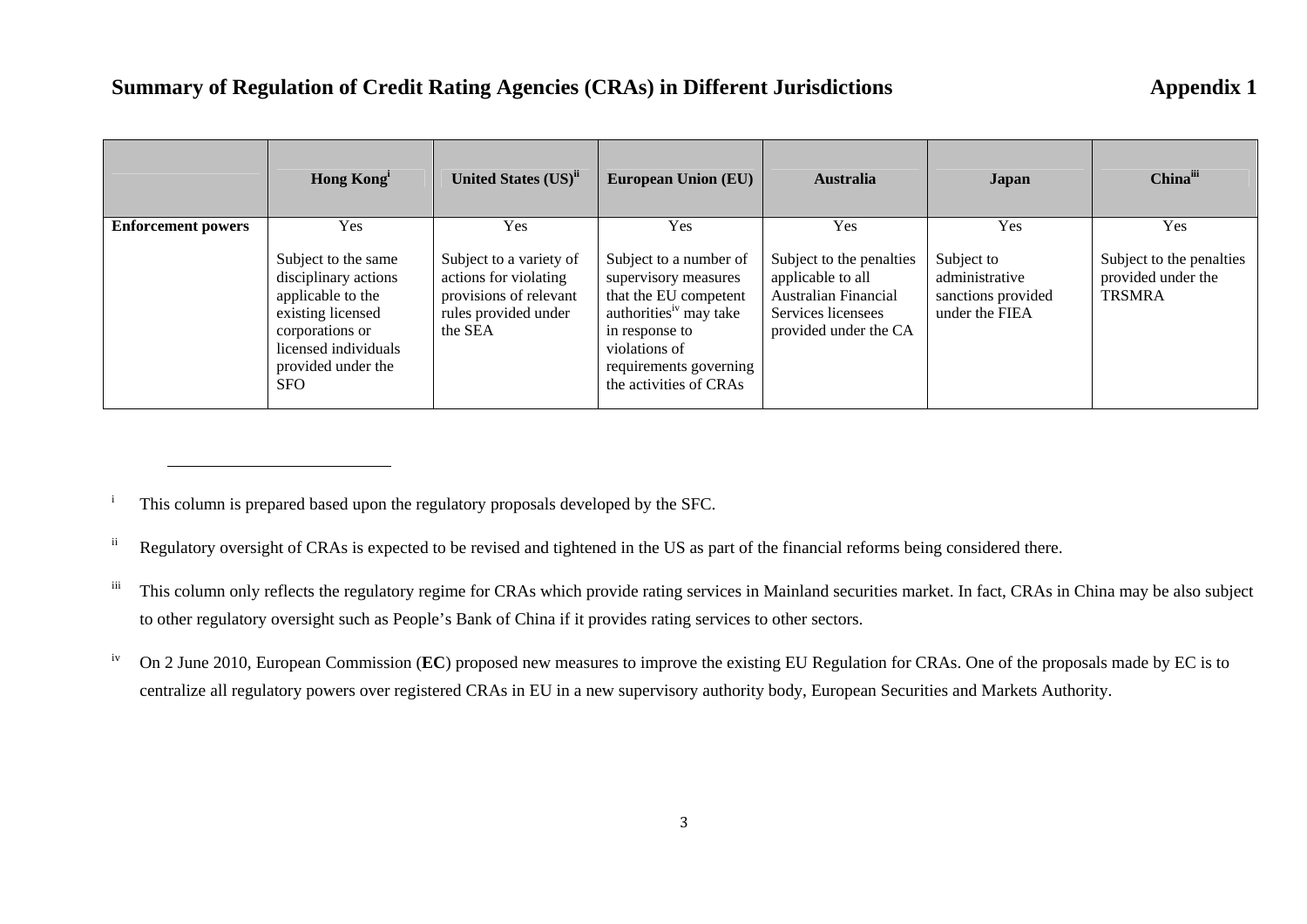## Summary of Regulation of Credit Rating Agencies (CRAs) in Different Jurisdictions

## Appendix 1

| | Hong Kong[i] | United States (US)[ii] | European Union (EU) | Australia | Japan | China[iii] |
|---|---|---|---|---|---|---|
| **Enforcement powers** | Yes<br><br>Subject to the same disciplinary actions applicable to the existing licensed corporations or licensed individuals provided under the SFO | Yes<br><br>Subject to a variety of actions for violating provisions of relevant rules provided under the SEA | Yes<br><br>Subject to a number of supervisory measures that the EU competent authorities[iv] may take in response to violations of requirements governing the activities of CRAs | Yes<br><br>Subject to the penalties applicable to all Australian Financial Services licensees provided under the CA | Yes<br><br>Subject to administrative sanctions provided under the FIEA | Yes<br><br>Subject to the penalties provided under the TRSMRA |

[i] This column is prepared based upon the regulatory proposals developed by the SFC.

[ii] Regulatory oversight of CRAs is expected to be revised and tightened in the US as part of the financial reforms being considered there.

[iii] This column only reflects the regulatory regime for CRAs which provide rating services in Mainland securities market. In fact, CRAs in China may be also subject to other regulatory oversight such as People's Bank of China if it provides rating services to other sectors.

[iv] On 2 June 2010, European Commission (**EC**) proposed new measures to improve the existing EU Regulation for CRAs. One of the proposals made by EC is to centralize all regulatory powers over registered CRAs in EU in a new supervisory authority body, European Securities and Markets Authority.